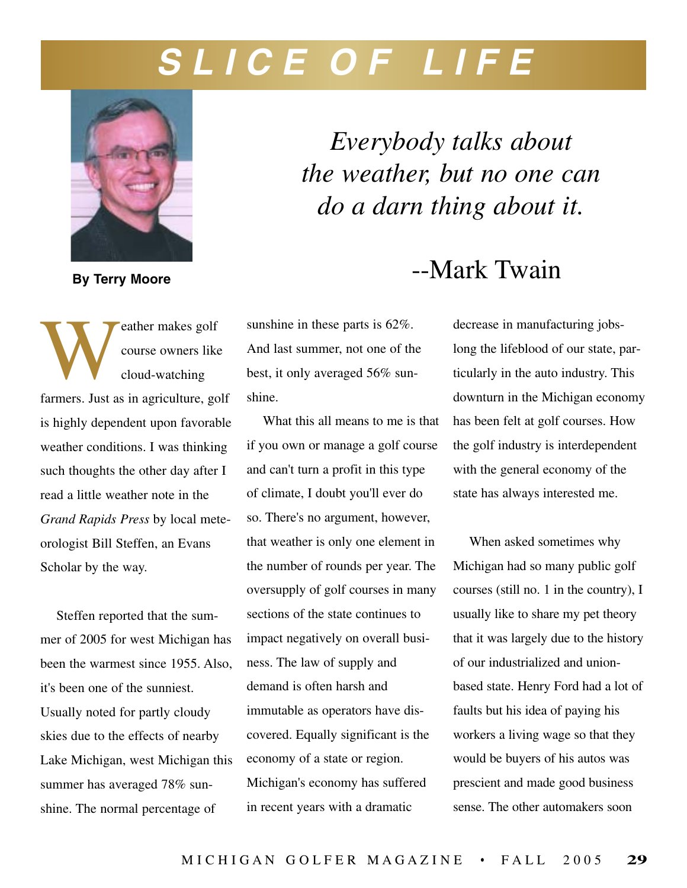# SLICE OF LIFE

*Everybody talks about the weather, but no one can do a darn thing about it.*

--Mark Twain

**By Terry Moore**

Weather makes golf course owners like cloud-watching farmers. Just as in agriculture, golf is highly dependent upon favorable weather conditions. I was thinking such thoughts the other day after I read a little weather note in the *Grand Rapids Press* by local meteorologist Bill Steffen, an Evans Scholar by the way.

Steffen reported that the summer of 2005 for west Michigan has been the warmest since 1955. Also, it's been one of the sunniest. Usually noted for partly cloudy skies due to the effects of nearby Lake Michigan, west Michigan this summer has averaged 78% sunshine. The normal percentage of sunshine in these parts is 62%. And last summer, not one of the best, it only averaged 56% sunshine.

What this all means to me is that if you own or manage a golf course and can't turn a profit in this type of climate, I doubt you'll ever do so. There's no argument, however, that weather is only one element in the number of rounds per year. The oversupply of golf courses in many sections of the state continues to impact negatively on overall business. The law of supply and demand is often harsh and immutable as operators have discovered. Equally significant is the economy of a state or region. Michigan's economy has suffered in recent years with a dramatic decrease in manufacturing jobs-long the lifeblood of our state, particularly in the auto industry. This downturn in the Michigan economy has been felt at golf courses. How the golf industry is interdependent with the general economy of the state has always interested me.

When asked sometimes why Michigan had so many public golf courses (still no. 1 in the country), I usually like to share my pet theory that it was largely due to the history of our industrialized and union-based state. Henry Ford had a lot of faults but his idea of paying his workers a living wage so that they would be buyers of his autos was prescient and made good business sense. The other automakers soon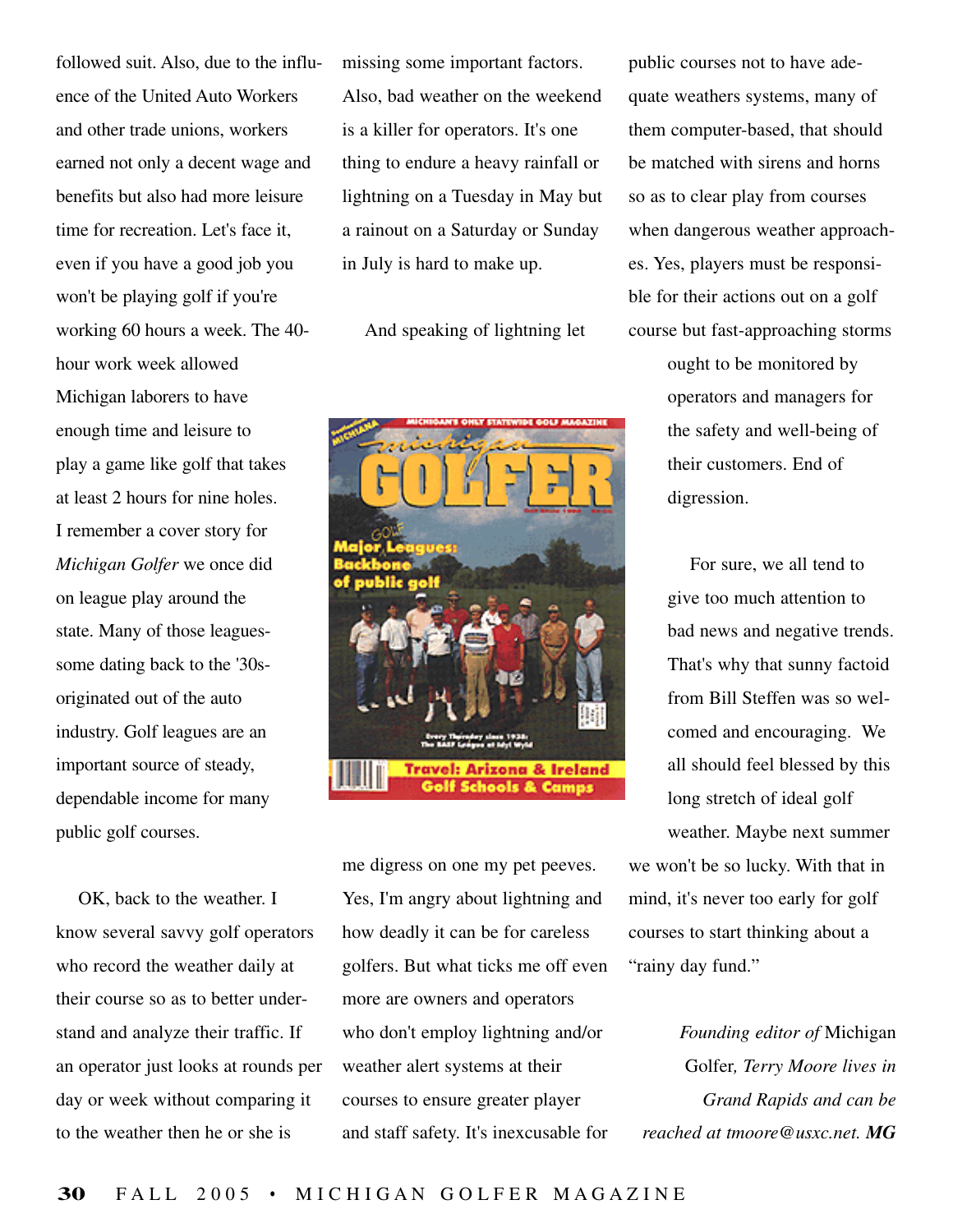followed suit. Also, due to the influence of the United Auto Workers and other trade unions, workers earned not only a decent wage and benefits but also had more leisure time for recreation. Let's face it, even if you have a good job you won't be playing golf if you're working 60 hours a week. The 40-hour work week allowed Michigan laborers to have enough time and leisure to play a game like golf that takes at least 2 hours for nine holes. I remember a cover story for *Michigan Golfer* we once did on league play around the state. Many of those leagues- some dating back to the '30s- originated out of the auto industry. Golf leagues are an important source of steady, dependable income for many public golf courses.

OK, back to the weather. I know several savvy golf operators who record the weather daily at their course so as to better understand and analyze their traffic. If an operator just looks at rounds per day or week without comparing it to the weather then he or she is missing some important factors. Also, bad weather on the weekend is a killer for operators. It's one thing to endure a heavy rainfall or lightning on a Tuesday in May but a rainout on a Saturday or Sunday in July is hard to make up.

And speaking of lightning let me digress on one my pet peeves. Yes, I'm angry about lightning and how deadly it can be for careless golfers. But what ticks me off even more are owners and operators who don't employ lightning and/or weather alert systems at their courses to ensure greater player and staff safety. It's inexcusable for public courses not to have adequate weathers systems, many of them computer-based, that should be matched with sirens and horns so as to clear play from courses when dangerous weather approaches. Yes, players must be responsible for their actions out on a golf course but fast-approaching storms ought to be monitored by operators and managers for the safety and well-being of their customers. End of digression.

For sure, we all tend to give too much attention to bad news and negative trends. That's why that sunny factoid from Bill Steffen was so welcomed and encouraging. We all should feel blessed by this long stretch of ideal golf weather. Maybe next summer we won't be so lucky. With that in mind, it's never too early for golf courses to start thinking about a "rainy day fund."

*Founding editor of* Michigan Golfer, *Terry Moore lives in Grand Rapids and can be reached at tmoore@usxc.net.* ***MG***